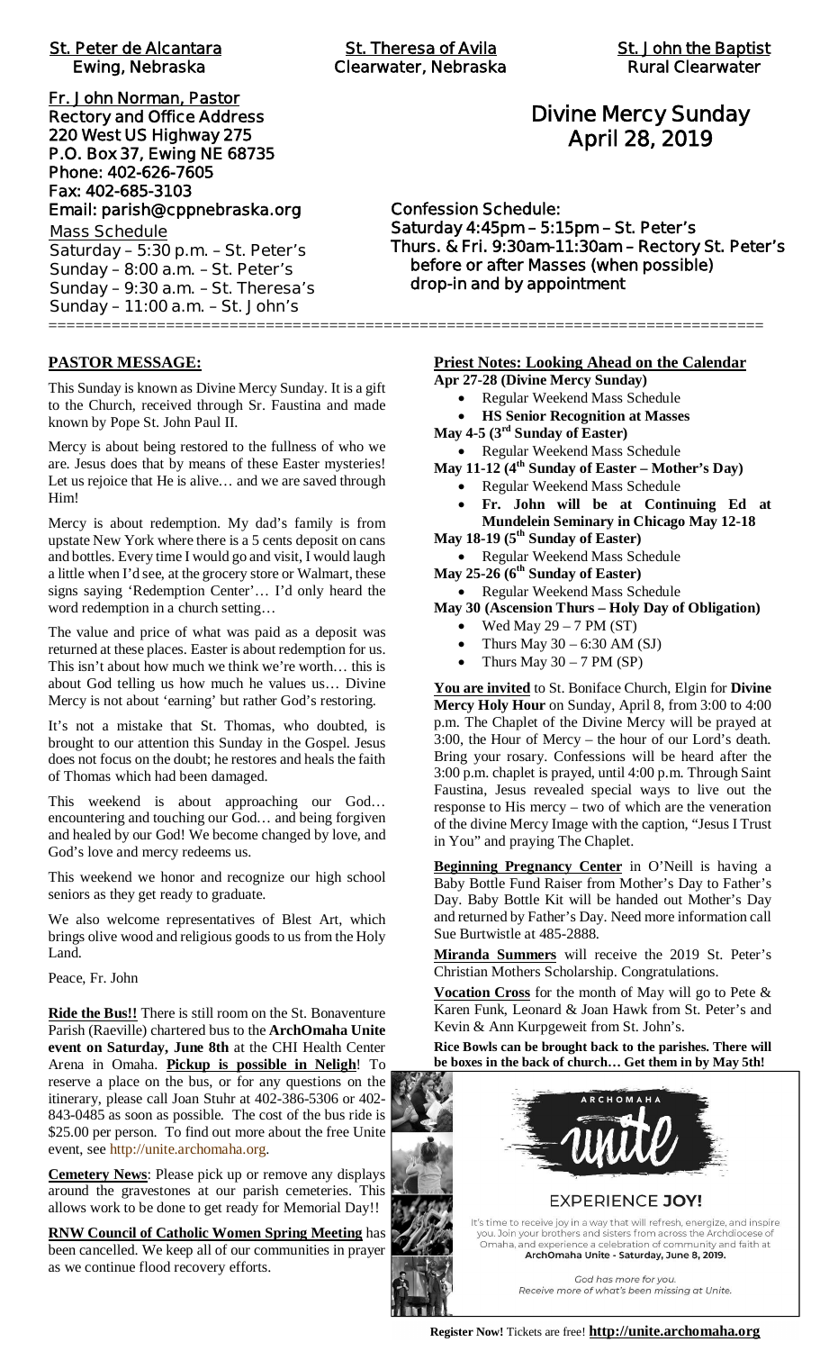**St. Peter de Alcantara**
**Ewing, Nebraska**

**St. Theresa of Avila**
**Clearwater, Nebraska**

**St. John the Baptist**
**Rural Clearwater**

**Fr. John Norman, Pastor**
**Rectory and Office Address**
**220 West US Highway 275**
**P.O. Box 37, Ewing NE 68735**
**Phone: 402-626-7605**
**Fax: 402-685-3103**
**Email: parish@cppnebraska.org**

Mass Schedule
Saturday – 5:30 p.m. – St. Peter's
Sunday – 8:00 a.m. – St. Peter's
Sunday – 9:30 a.m. – St. Theresa's
Sunday – 11:00 a.m. – St. John's

# Divine Mercy Sunday
## April 28, 2019

**Confession Schedule:**
**Saturday 4:45pm – 5:15pm – St. Peter's**
**Thurs. & Fri. 9:30am-11:30am – Rectory St. Peter's**
**before or after Masses (when possible)**
**drop-in and by appointment**

---

## PASTOR MESSAGE:

This Sunday is known as Divine Mercy Sunday. It is a gift to the Church, received through Sr. Faustina and made known by Pope St. John Paul II.

Mercy is about being restored to the fullness of who we are. Jesus does that by means of these Easter mysteries! Let us rejoice that He is alive… and we are saved through Him!

Mercy is about redemption. My dad's family is from upstate New York where there is a 5 cents deposit on cans and bottles. Every time I would go and visit, I would laugh a little when I'd see, at the grocery store or Walmart, these signs saying 'Redemption Center'… I'd only heard the word redemption in a church setting…

The value and price of what was paid as a deposit was returned at these places. Easter is about redemption for us. This isn't about how much we think we're worth… this is about God telling us how much he values us… Divine Mercy is not about 'earning' but rather God's restoring.

It's not a mistake that St. Thomas, who doubted, is brought to our attention this Sunday in the Gospel. Jesus does not focus on the doubt; he restores and heals the faith of Thomas which had been damaged.

This weekend is about approaching our God… encountering and touching our God… and being forgiven and healed by our God! We become changed by love, and God's love and mercy redeems us.

This weekend we honor and recognize our high school seniors as they get ready to graduate.

We also welcome representatives of Blest Art, which brings olive wood and religious goods to us from the Holy Land.

Peace, Fr. John

**Ride the Bus!!** There is still room on the St. Bonaventure Parish (Raeville) chartered bus to the **ArchOmaha Unite event on Saturday, June 8th** at the CHI Health Center Arena in Omaha. **Pickup is possible in Neligh**! To reserve a place on the bus, or for any questions on the itinerary, please call Joan Stuhr at 402-386-5306 or 402-843-0485 as soon as possible. The cost of the bus ride is $25.00 per person. To find out more about the free Unite event, see http://unite.archomaha.org.

**Cemetery News**: Please pick up or remove any displays around the gravestones at our parish cemeteries. This allows work to be done to get ready for Memorial Day!!

**RNW Council of Catholic Women Spring Meeting** has been cancelled. We keep all of our communities in prayer as we continue flood recovery efforts.

## Priest Notes: Looking Ahead on the Calendar

**Apr 27-28 (Divine Mercy Sunday)**
- Regular Weekend Mass Schedule
- **HS Senior Recognition at Masses**

**May 4-5 (3rd Sunday of Easter)**
- Regular Weekend Mass Schedule

**May 11-12 (4th Sunday of Easter – Mother's Day)**
- Regular Weekend Mass Schedule
- **Fr. John will be at Continuing Ed at Mundelein Seminary in Chicago May 12-18**

**May 18-19 (5th Sunday of Easter)**
- Regular Weekend Mass Schedule

**May 25-26 (6th Sunday of Easter)**
- Regular Weekend Mass Schedule

**May 30 (Ascension Thurs – Holy Day of Obligation)**
- Wed May 29 – 7 PM (ST)
- Thurs May 30 – 6:30 AM (SJ)
- Thurs May 30 – 7 PM (SP)

**You are invited** to St. Boniface Church, Elgin for **Divine Mercy Holy Hour** on Sunday, April 8, from 3:00 to 4:00 p.m. The Chaplet of the Divine Mercy will be prayed at 3:00, the Hour of Mercy – the hour of our Lord's death. Bring your rosary. Confessions will be heard after the 3:00 p.m. chaplet is prayed, until 4:00 p.m. Through Saint Faustina, Jesus revealed special ways to live out the response to His mercy – two of which are the veneration of the divine Mercy Image with the caption, "Jesus I Trust in You" and praying The Chaplet.

**Beginning Pregnancy Center** in O'Neill is having a Baby Bottle Fund Raiser from Mother's Day to Father's Day. Baby Bottle Kit will be handed out Mother's Day and returned by Father's Day. Need more information call Sue Burtwistle at 485-2888.

**Miranda Summers** will receive the 2019 St. Peter's Christian Mothers Scholarship. Congratulations.

**Vocation Cross** for the month of May will go to Pete & Karen Funk, Leonard & Joan Hawk from St. Peter's and Kevin & Ann Kurpgeweit from St. John's.

**Rice Bowls can be brought back to the parishes. There will be boxes in the back of church… Get them in by May 5th!**

ARCHOMAHA
unite

EXPERIENCE **JOY!**

It's time to receive joy in a way that will refresh, energize, and inspire you. Join your brothers and sisters from across the Archdiocese of Omaha, and experience a celebration of community and faith at **ArchOmaha Unite - Saturday, June 8, 2019.**

*God has more for you.*
*Receive more of what's been missing at Unite.*

**Register Now!** Tickets are free! **http://unite.archomaha.org**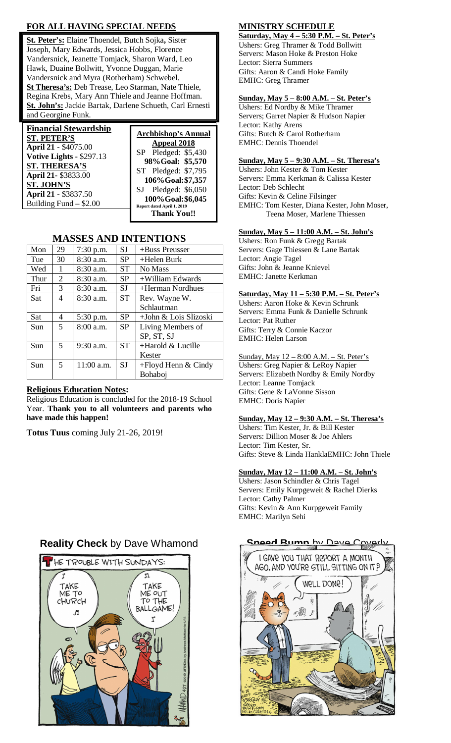## FOR ALL HAVING SPECIAL NEEDS

**St. Peter's:** Elaine Thoendel, Butch Sojka**,** Sister Joseph, Mary Edwards, Jessica Hobbs, Florence Vandersnick, Jeanette Tomjack, Sharon Ward, Leo Hawk, Duaine Bollwitt, Yvonne Duggan, Marie Vandersnick and Myra (Rotherham) Schwebel.
**St Theresa's:** Deb Trease, Leo Starman, Nate Thiele, Regina Krebs, Mary Ann Thiele and Jeanne Hoffman.
**St. John's:** Jackie Bartak, Darlene Schueth, Carl Ernesti and Georgine Funk.

**Financial Stewardship**

**ST. PETER'S**
**April 21 -** $4075.00
**Votive Lights -** $297.13
**ST. THERESA'S**
**April 21-** $3833.00
**ST. JOHN'S**
**April 21 -** $3837.50
Building Fund – $2.00

**Archbishop's Annual Appeal 2018**
SP Pledged: $5,430 **98%Goal: $5,570**
ST Pledged: $7,795 **106%Goal:$7,357**
SJ Pledged: $6,050 **100%Goal:$6,045**
**Report dated April 1, 2019**
**Thank You!!**

## MASSES AND INTENTIONS

| | | | | |
|---|---|---|---|---|
| Mon | 29 | 7:30 p.m. | SJ | +Buss Preusser |
| Tue | 30 | 8:30 a.m. | SP | +Helen Burk |
| Wed | 1 | 8:30 a.m. | ST | No Mass |
| Thur | 2 | 8:30 a.m. | SP | +William Edwards |
| Fri | 3 | 8:30 a.m. | SJ | +Herman Nordhues |
| Sat | 4 | 8:30 a.m. | ST | Rev. Wayne W. Schlautman |
| Sat | 4 | 5:30 p.m. | SP | +John & Lois Slizoski |
| Sun | 5 | 8:00 a.m. | SP | Living Members of SP, ST, SJ |
| Sun | 5 | 9:30 a.m. | ST | +Harold & Lucille Kester |
| Sun | 5 | 11:00 a.m. | SJ | +Floyd Henn & Cindy Bohaboj |

**Religious Education Notes:**

Religious Education is concluded for the 2018-19 School Year. **Thank you to all volunteers and parents who have made this happen!**

**Totus Tuus** coming July 21-26, 2019!

## MINISTRY SCHEDULE

**Saturday, May 4 – 5:30 P.M. – St. Peter's**
Ushers: Greg Thramer & Todd Bollwitt
Servers: Mason Hoke & Preston Hoke
Lector: Sierra Summers
Gifts: Aaron & Candi Hoke Family
EMHC: Greg Thramer

**Sunday, May 5 – 8:00 A.M. – St. Peter's**
Ushers: Ed Nordby & Mike Thramer
Servers; Garret Napier & Hudson Napier
Lector: Kathy Arens
Gifts: Butch & Carol Rotherham
EMHC: Dennis Thoendel

**Sunday, May 5 – 9:30 A.M. – St. Theresa's**
Ushers: John Kester & Tom Kester
Servers: Emma Kerkman & Calissa Kester
Lector: Deb Schlecht
Gifts: Kevin & Celine Filsinger
EMHC: Tom Kester, Diana Kester, John Moser, Teena Moser, Marlene Thiessen

**Sunday, May 5 – 11:00 A.M. – St. John's**
Ushers: Ron Funk & Gregg Bartak
Servers: Gage Thiessen & Lane Bartak
Lector: Angie Tagel
Gifts: John & Jeanne Knievel
EMHC: Janette Kerkman

**Saturday, May 11 – 5:30 P.M. – St. Peter's**
Ushers: Aaron Hoke & Kevin Schrunk
Servers: Emma Funk & Danielle Schrunk
Lector: Pat Ruther
Gifts: Terry & Connie Kaczor
EMHC: Helen Larson

Sunday, May 12 – 8:00 A.M. – St. Peter's
Ushers: Greg Napier & LeRoy Napier
Servers: Elizabeth Nordby & Emily Nordby
Lector: Leanne Tomjack
Gifts: Gene & LaVonne Sisson
EMHC: Doris Napier

**Sunday, May 12 – 9:30 A.M. – St. Theresa's**
Ushers: Tim Kester, Jr. & Bill Kester
Servers: Dillion Moser & Joe Ahlers
Lector: Tim Kester, Sr.
Gifts: Steve & Linda HanklaEMHC: John Thiele

**Sunday, May 12 – 11:00 A.M. – St. John's**
Ushers: Jason Schindler & Chris Tagel
Servers: Emily Kurpgeweit & Rachel Dierks
Lector: Cathy Palmer
Gifts: Kevin & Ann Kurpgeweit Family
EMHC: Marilyn Sehi

**Reality Check** by Dave Whamond

**Speed Bump** by Dave Coverly